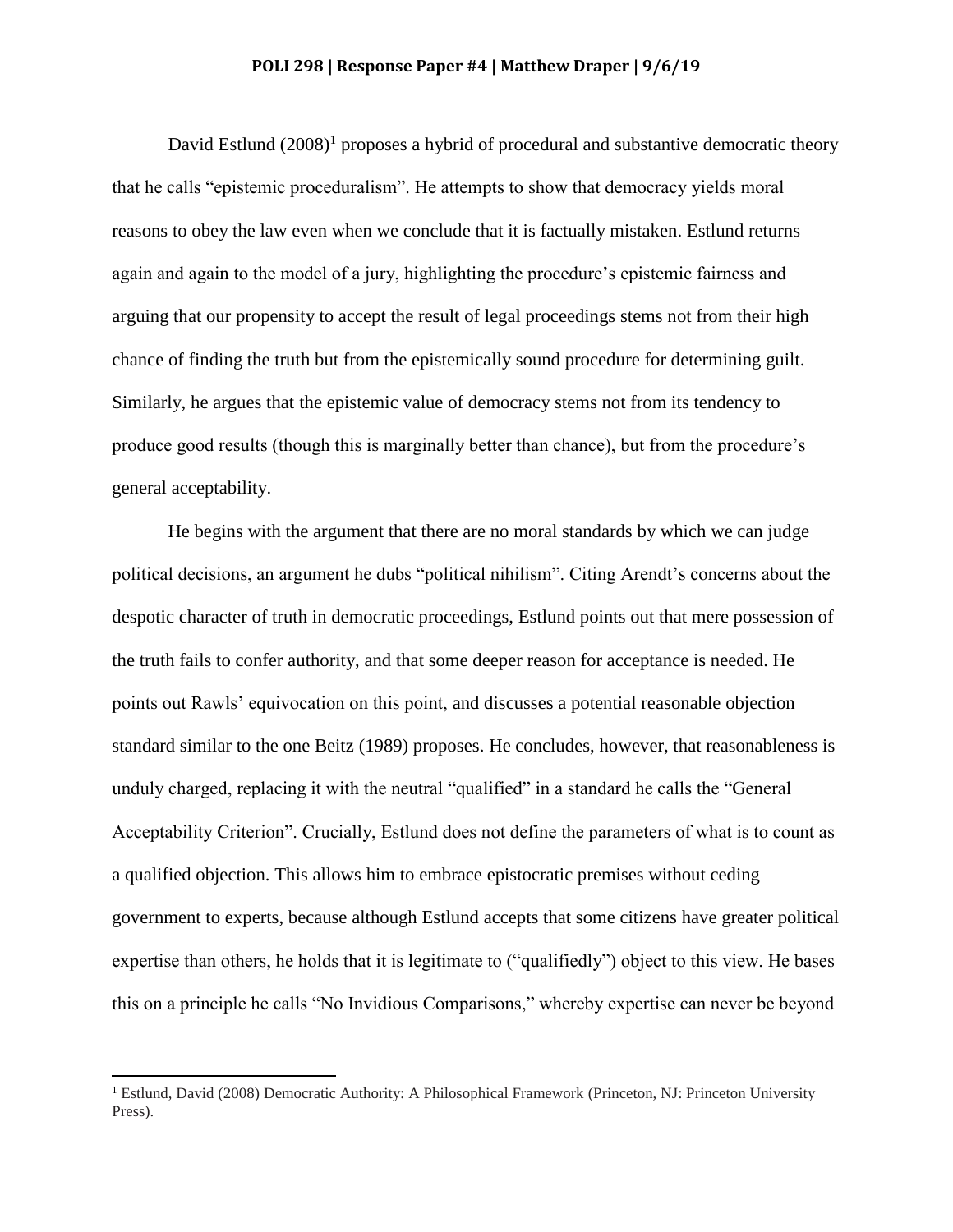**POLI 298 | Response Paper #4 | Matthew Draper | 9/6/19**

David Estlund (2008)[1] proposes a hybrid of procedural and substantive democratic theory that he calls "epistemic proceduralism". He attempts to show that democracy yields moral reasons to obey the law even when we conclude that it is factually mistaken. Estlund returns again and again to the model of a jury, highlighting the procedure's epistemic fairness and arguing that our propensity to accept the result of legal proceedings stems not from their high chance of finding the truth but from the epistemically sound procedure for determining guilt. Similarly, he argues that the epistemic value of democracy stems not from its tendency to produce good results (though this is marginally better than chance), but from the procedure's general acceptability.

He begins with the argument that there are no moral standards by which we can judge political decisions, an argument he dubs "political nihilism". Citing Arendt's concerns about the despotic character of truth in democratic proceedings, Estlund points out that mere possession of the truth fails to confer authority, and that some deeper reason for acceptance is needed. He points out Rawls' equivocation on this point, and discusses a potential reasonable objection standard similar to the one Beitz (1989) proposes. He concludes, however, that reasonableness is unduly charged, replacing it with the neutral "qualified" in a standard he calls the "General Acceptability Criterion". Crucially, Estlund does not define the parameters of what is to count as a qualified objection. This allows him to embrace epistocratic premises without ceding government to experts, because although Estlund accepts that some citizens have greater political expertise than others, he holds that it is legitimate to ("qualifiedly") object to this view. He bases this on a principle he calls "No Invidious Comparisons," whereby expertise can never be beyond

[1] Estlund, David (2008) Democratic Authority: A Philosophical Framework (Princeton, NJ: Princeton University Press).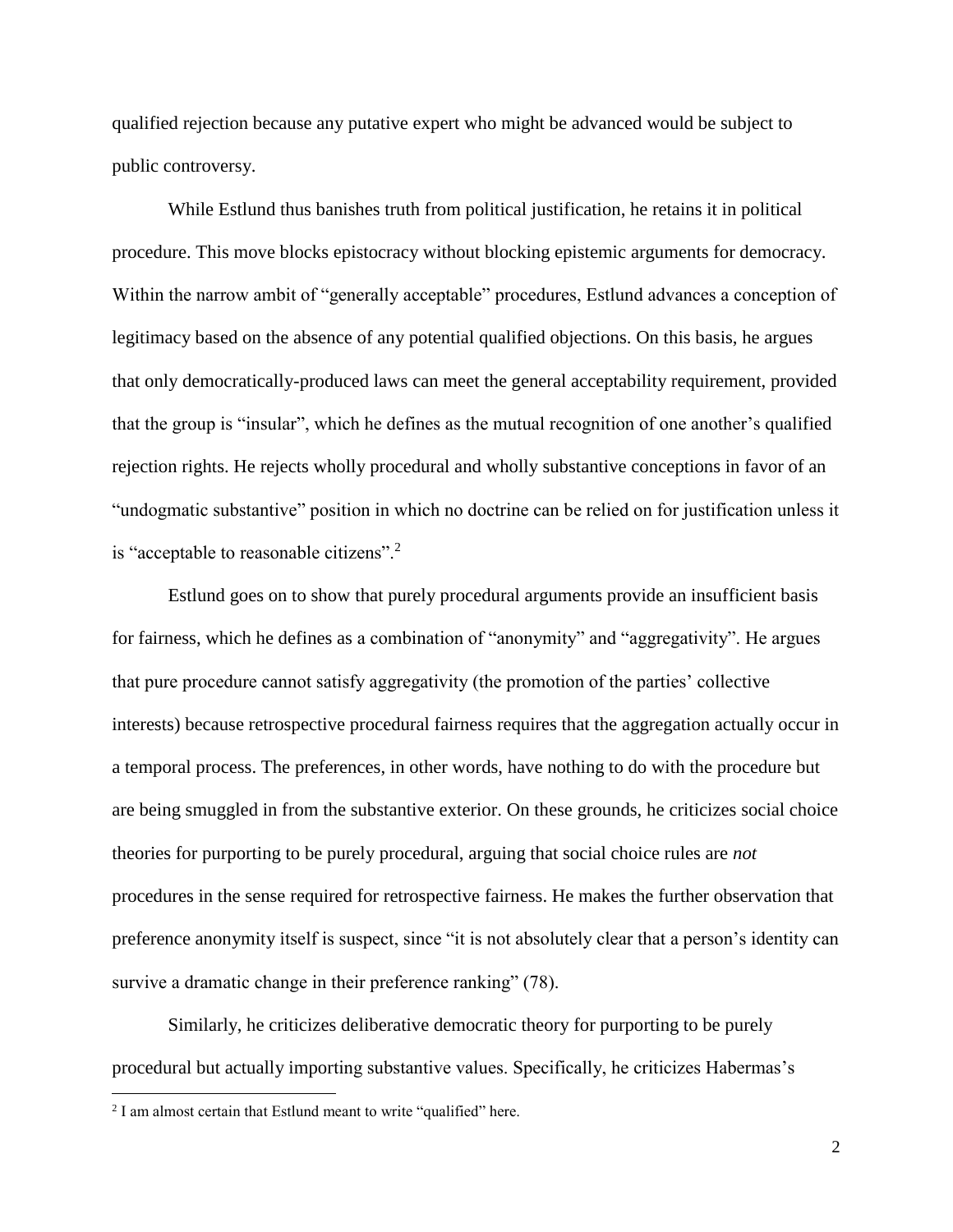qualified rejection because any putative expert who might be advanced would be subject to public controversy.

While Estlund thus banishes truth from political justification, he retains it in political procedure. This move blocks epistocracy without blocking epistemic arguments for democracy. Within the narrow ambit of "generally acceptable" procedures, Estlund advances a conception of legitimacy based on the absence of any potential qualified objections. On this basis, he argues that only democratically-produced laws can meet the general acceptability requirement, provided that the group is "insular", which he defines as the mutual recognition of one another's qualified rejection rights. He rejects wholly procedural and wholly substantive conceptions in favor of an "undogmatic substantive" position in which no doctrine can be relied on for justification unless it is "acceptable to reasonable citizens".[2]

Estlund goes on to show that purely procedural arguments provide an insufficient basis for fairness, which he defines as a combination of "anonymity" and "aggregativity". He argues that pure procedure cannot satisfy aggregativity (the promotion of the parties' collective interests) because retrospective procedural fairness requires that the aggregation actually occur in a temporal process. The preferences, in other words, have nothing to do with the procedure but are being smuggled in from the substantive exterior. On these grounds, he criticizes social choice theories for purporting to be purely procedural, arguing that social choice rules are *not* procedures in the sense required for retrospective fairness. He makes the further observation that preference anonymity itself is suspect, since "it is not absolutely clear that a person's identity can survive a dramatic change in their preference ranking" (78).

Similarly, he criticizes deliberative democratic theory for purporting to be purely procedural but actually importing substantive values. Specifically, he criticizes Habermas's

[2] I am almost certain that Estlund meant to write "qualified" here.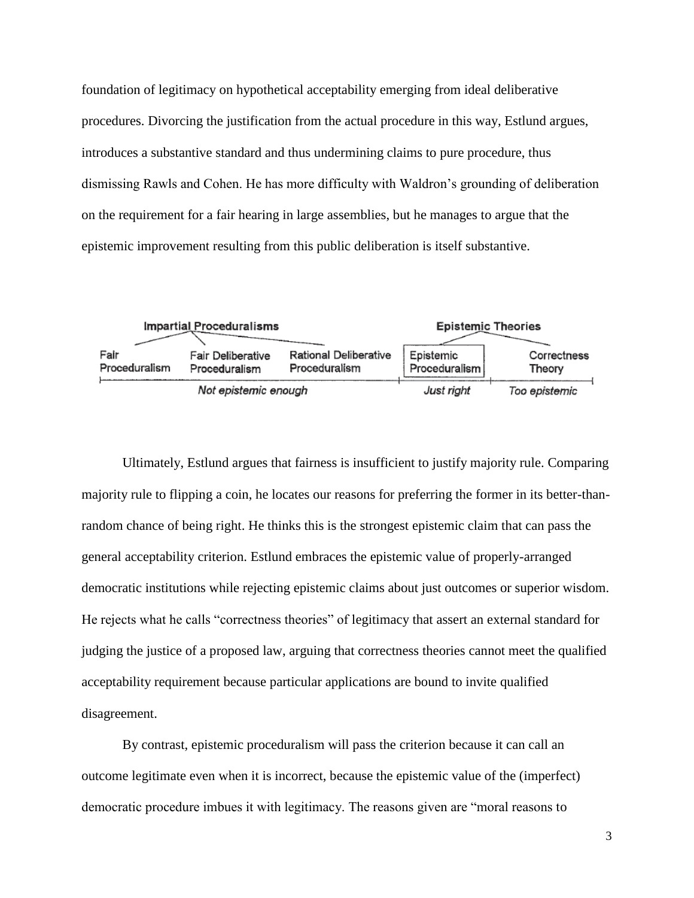foundation of legitimacy on hypothetical acceptability emerging from ideal deliberative procedures. Divorcing the justification from the actual procedure in this way, Estlund argues, introduces a substantive standard and thus undermining claims to pure procedure, thus dismissing Rawls and Cohen. He has more difficulty with Waldron's grounding of deliberation on the requirement for a fair hearing in large assemblies, but he manages to argue that the epistemic improvement resulting from this public deliberation is itself substantive.

| Impartial Proceduralisms | | | Epistemic Theories | |
|---|---|---|---|---|
| Fair Proceduralism | Fair Deliberative Proceduralism | Rational Deliberative Proceduralism | Epistemic Proceduralism | Correctness Theory |
| *Not epistemic enough* | | | *Just right* | *Too epistemic* |

Ultimately, Estlund argues that fairness is insufficient to justify majority rule. Comparing majority rule to flipping a coin, he locates our reasons for preferring the former in its better-than-random chance of being right. He thinks this is the strongest epistemic claim that can pass the general acceptability criterion. Estlund embraces the epistemic value of properly-arranged democratic institutions while rejecting epistemic claims about just outcomes or superior wisdom. He rejects what he calls "correctness theories" of legitimacy that assert an external standard for judging the justice of a proposed law, arguing that correctness theories cannot meet the qualified acceptability requirement because particular applications are bound to invite qualified disagreement.

By contrast, epistemic proceduralism will pass the criterion because it can call an outcome legitimate even when it is incorrect, because the epistemic value of the (imperfect) democratic procedure imbues it with legitimacy. The reasons given are "moral reasons to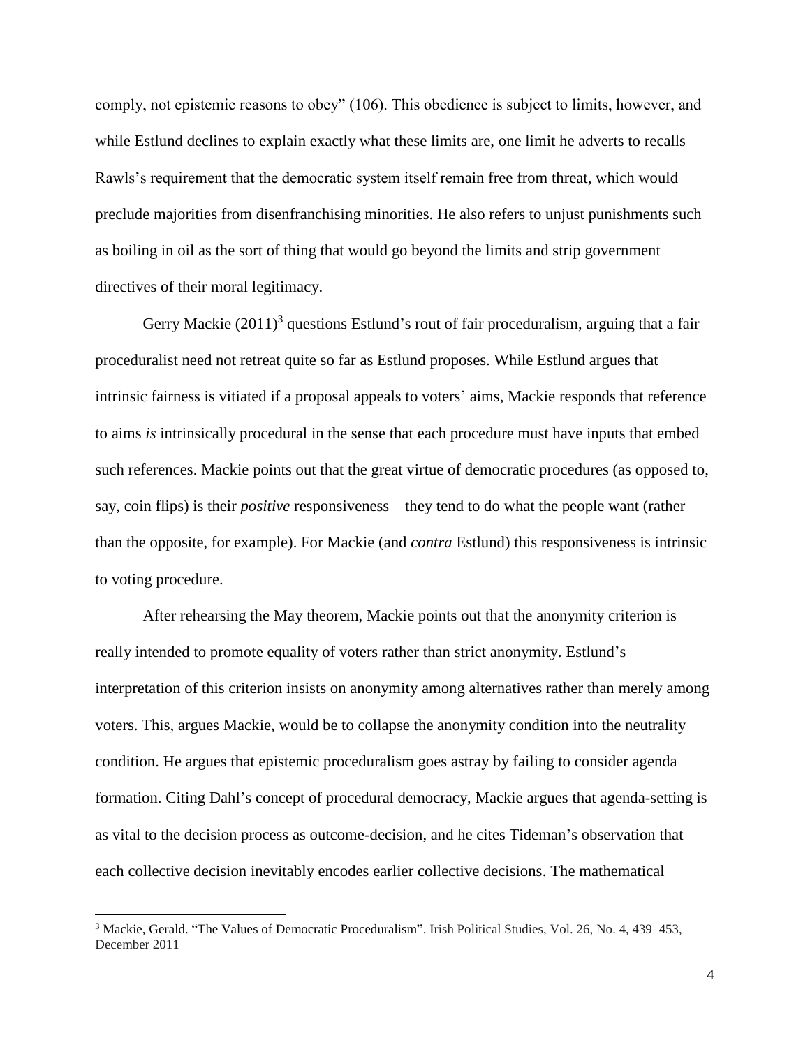comply, not epistemic reasons to obey" (106). This obedience is subject to limits, however, and while Estlund declines to explain exactly what these limits are, one limit he adverts to recalls Rawls's requirement that the democratic system itself remain free from threat, which would preclude majorities from disenfranchising minorities. He also refers to unjust punishments such as boiling in oil as the sort of thing that would go beyond the limits and strip government directives of their moral legitimacy.

Gerry Mackie (2011)[3] questions Estlund's rout of fair proceduralism, arguing that a fair proceduralist need not retreat quite so far as Estlund proposes. While Estlund argues that intrinsic fairness is vitiated if a proposal appeals to voters' aims, Mackie responds that reference to aims *is* intrinsically procedural in the sense that each procedure must have inputs that embed such references. Mackie points out that the great virtue of democratic procedures (as opposed to, say, coin flips) is their *positive* responsiveness – they tend to do what the people want (rather than the opposite, for example). For Mackie (and *contra* Estlund) this responsiveness is intrinsic to voting procedure.

After rehearsing the May theorem, Mackie points out that the anonymity criterion is really intended to promote equality of voters rather than strict anonymity. Estlund's interpretation of this criterion insists on anonymity among alternatives rather than merely among voters. This, argues Mackie, would be to collapse the anonymity condition into the neutrality condition. He argues that epistemic proceduralism goes astray by failing to consider agenda formation. Citing Dahl's concept of procedural democracy, Mackie argues that agenda-setting is as vital to the decision process as outcome-decision, and he cites Tideman's observation that each collective decision inevitably encodes earlier collective decisions. The mathematical

[3] Mackie, Gerald. "The Values of Democratic Proceduralism". Irish Political Studies, Vol. 26, No. 4, 439–453, December 2011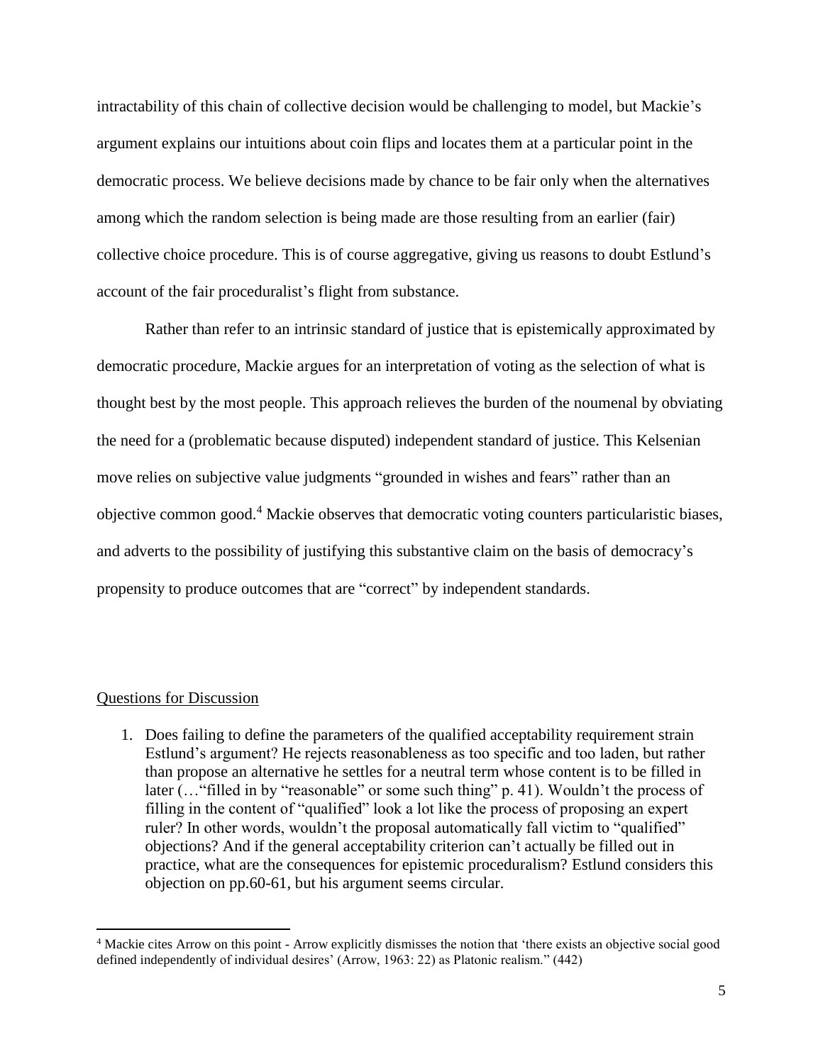intractability of this chain of collective decision would be challenging to model, but Mackie's argument explains our intuitions about coin flips and locates them at a particular point in the democratic process. We believe decisions made by chance to be fair only when the alternatives among which the random selection is being made are those resulting from an earlier (fair) collective choice procedure. This is of course aggregative, giving us reasons to doubt Estlund's account of the fair proceduralist's flight from substance.

Rather than refer to an intrinsic standard of justice that is epistemically approximated by democratic procedure, Mackie argues for an interpretation of voting as the selection of what is thought best by the most people. This approach relieves the burden of the noumenal by obviating the need for a (problematic because disputed) independent standard of justice. This Kelsenian move relies on subjective value judgments "grounded in wishes and fears" rather than an objective common good.[4] Mackie observes that democratic voting counters particularistic biases, and adverts to the possibility of justifying this substantive claim on the basis of democracy's propensity to produce outcomes that are "correct" by independent standards.

<u>Questions for Discussion</u>

1. Does failing to define the parameters of the qualified acceptability requirement strain Estlund's argument? He rejects reasonableness as too specific and too laden, but rather than propose an alternative he settles for a neutral term whose content is to be filled in later (…"filled in by "reasonable" or some such thing" p. 41). Wouldn't the process of filling in the content of "qualified" look a lot like the process of proposing an expert ruler? In other words, wouldn't the proposal automatically fall victim to "qualified" objections? And if the general acceptability criterion can't actually be filled out in practice, what are the consequences for epistemic proceduralism? Estlund considers this objection on pp.60-61, but his argument seems circular.

---

[4] Mackie cites Arrow on this point - Arrow explicitly dismisses the notion that 'there exists an objective social good defined independently of individual desires' (Arrow, 1963: 22) as Platonic realism." (442)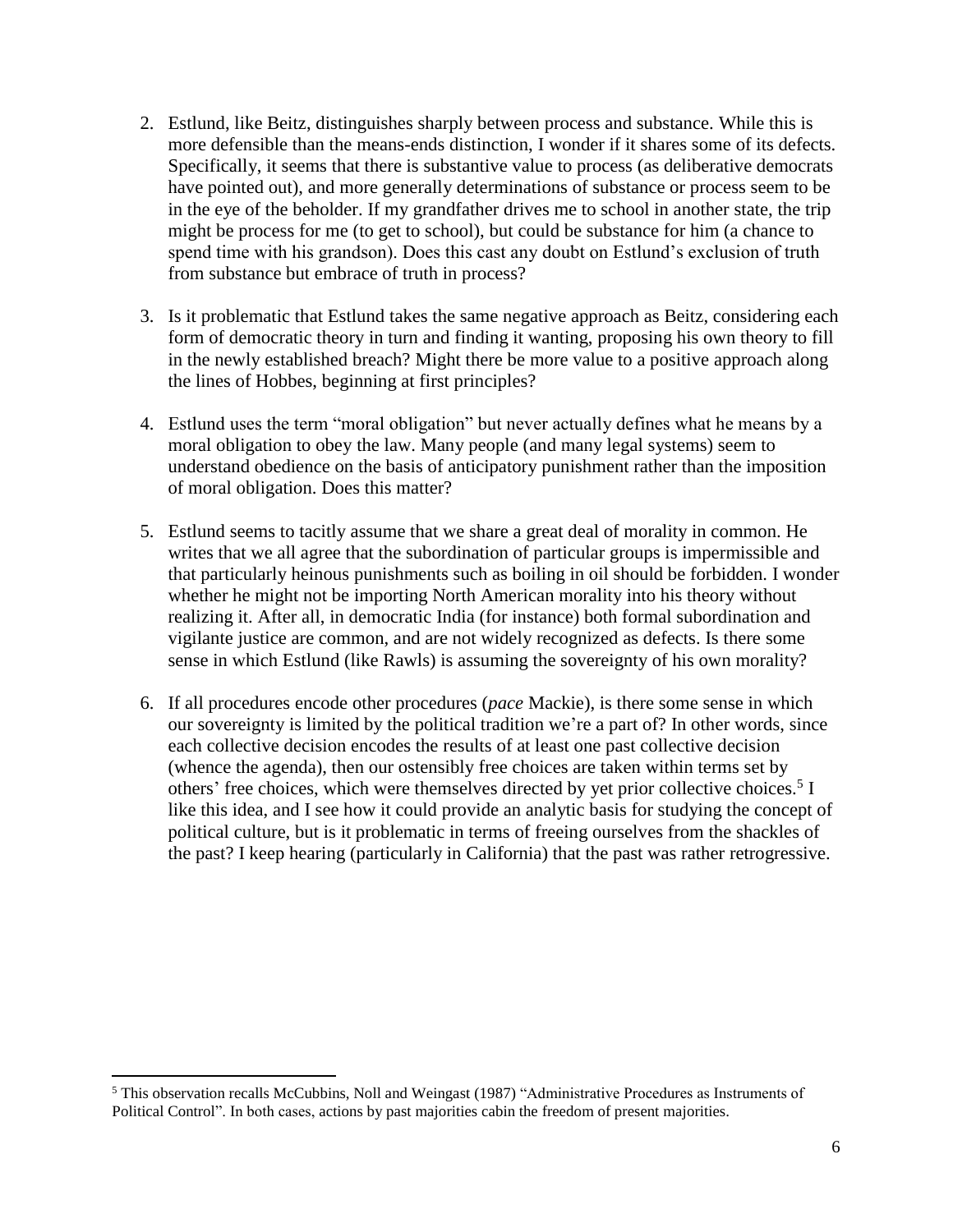2. Estlund, like Beitz, distinguishes sharply between process and substance. While this is more defensible than the means-ends distinction, I wonder if it shares some of its defects. Specifically, it seems that there is substantive value to process (as deliberative democrats have pointed out), and more generally determinations of substance or process seem to be in the eye of the beholder. If my grandfather drives me to school in another state, the trip might be process for me (to get to school), but could be substance for him (a chance to spend time with his grandson). Does this cast any doubt on Estlund's exclusion of truth from substance but embrace of truth in process?

3. Is it problematic that Estlund takes the same negative approach as Beitz, considering each form of democratic theory in turn and finding it wanting, proposing his own theory to fill in the newly established breach? Might there be more value to a positive approach along the lines of Hobbes, beginning at first principles?

4. Estlund uses the term "moral obligation" but never actually defines what he means by a moral obligation to obey the law. Many people (and many legal systems) seem to understand obedience on the basis of anticipatory punishment rather than the imposition of moral obligation. Does this matter?

5. Estlund seems to tacitly assume that we share a great deal of morality in common. He writes that we all agree that the subordination of particular groups is impermissible and that particularly heinous punishments such as boiling in oil should be forbidden. I wonder whether he might not be importing North American morality into his theory without realizing it. After all, in democratic India (for instance) both formal subordination and vigilante justice are common, and are not widely recognized as defects. Is there some sense in which Estlund (like Rawls) is assuming the sovereignty of his own morality?

6. If all procedures encode other procedures (*pace* Mackie), is there some sense in which our sovereignty is limited by the political tradition we're a part of? In other words, since each collective decision encodes the results of at least one past collective decision (whence the agenda), then our ostensibly free choices are taken within terms set by others' free choices, which were themselves directed by yet prior collective choices.[5] I like this idea, and I see how it could provide an analytic basis for studying the concept of political culture, but is it problematic in terms of freeing ourselves from the shackles of the past? I keep hearing (particularly in California) that the past was rather retrogressive.

---

[5] This observation recalls McCubbins, Noll and Weingast (1987) "Administrative Procedures as Instruments of Political Control". In both cases, actions by past majorities cabin the freedom of present majorities.